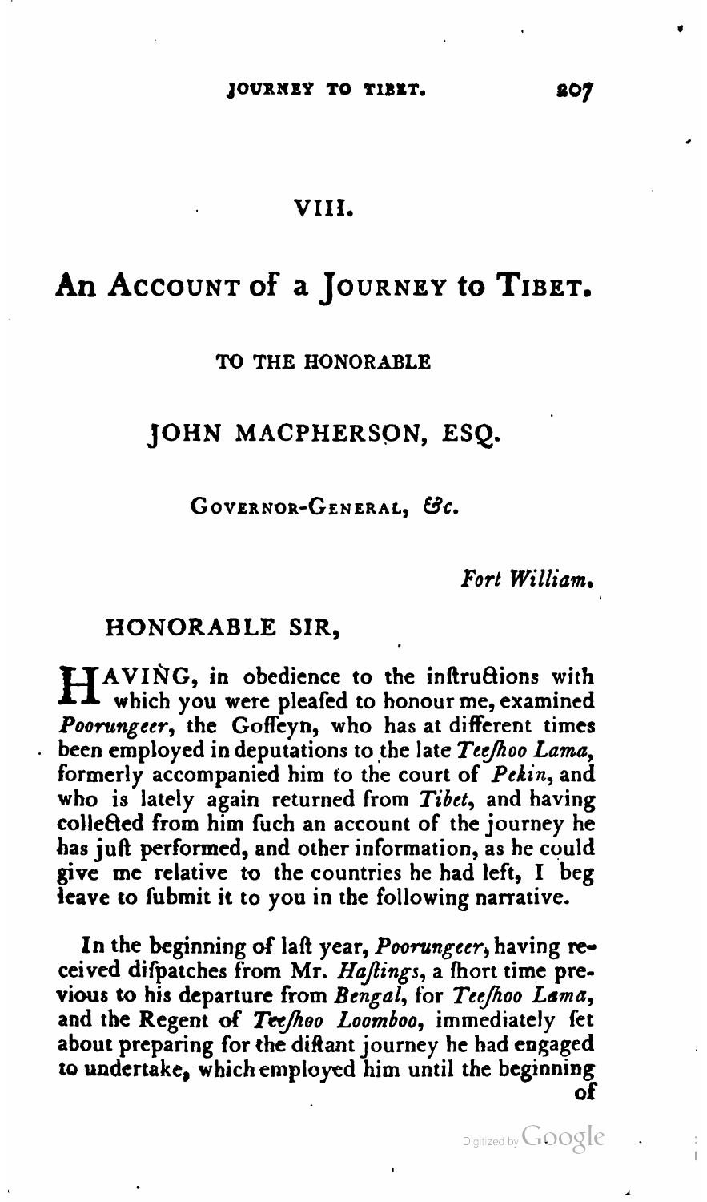## VIII.

# An Account of a Journey to Tibet.

TO THE HONORABLE

### JOHN MACPHERSON, ESQ.

GOVERNOR-GENERAL, &c.

*Fort William.*

HONORABLE SIR,

HAVING, in obedience to the inftructions with which you were pleafed to honour me, examined *Poorungeer*, the Goffeyn, who has at different times been employed in deputations to the late *Teefhoo Lama*, formerly accompanied him to the court of *Pekin*, and who is lately again returned from *Tibet*, and having collected from him fuch an account of the journey he has juft performed, and other information, as he could give me relative to the countries he had left, I beg leave to fubmit it to you in the following narrative.

In the beginning of laft year, *Poorungeer*, having received difpatches from Mr. *Haftings*, a fhort time previous to his departure from *Bengal*, for *Teefhoo Lama*, and the Regent of *Teefhoo Loomboo*, immediately fet about preparing for the diftant journey he had engaged to undertake, which employed him until the beginning of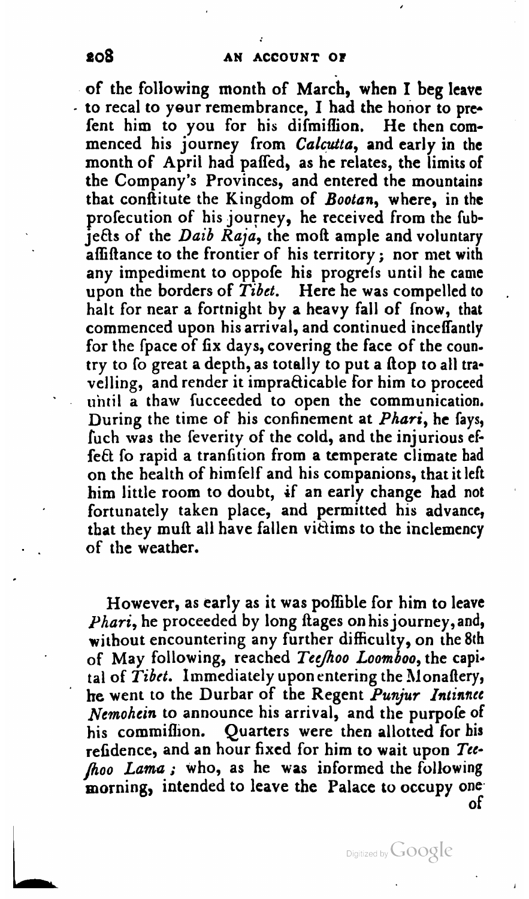of the following month of March, when I beg leave to recal to your remembrance, I had the honor to present him to you for his dismission. He then commenced his journey from *Calcutta*, and early in the month of April had passed, as he relates, the limits of the Company's Provinces, and entered the mountains that constitute the Kingdom of *Bootan*, where, in the prosecution of his journey, he received from the subjects of the *Daib Raja*, the most ample and voluntary assistance to the frontier of his territory; nor met with any impediment to oppose his progress until he came upon the borders of *Tibet*. Here he was compelled to halt for near a fortnight by a heavy fall of snow, that commenced upon his arrival, and continued incessantly for the space of six days, covering the face of the country to so great a depth, as totally to put a stop to all travelling, and render it impracticable for him to proceed until a thaw succeeded to open the communication. During the time of his confinement at *Phari*, he says, such was the severity of the cold, and the injurious effect so rapid a transition from a temperate climate had on the health of himself and his companions, that it left him little room to doubt, if an early change had not fortunately taken place, and permitted his advance, that they must all have fallen victims to the inclemency of the weather.

However, as early as it was possible for him to leave *Phari*, he proceeded by long stages on his journey, and, without encountering any further difficulty, on the 8th of May following, reached *Teeshoo Loomboo*, the capital of *Tibet*. Immediately upon entering the Monastery, he went to the Durbar of the Regent *Punjur Intinnee Nemohein* to announce his arrival, and the purpose of his commission. Quarters were then allotted for his residence, and an hour fixed for him to wait upon *Teeshoo Lama*; who, as he was informed the following morning, intended to leave the Palace to occupy one of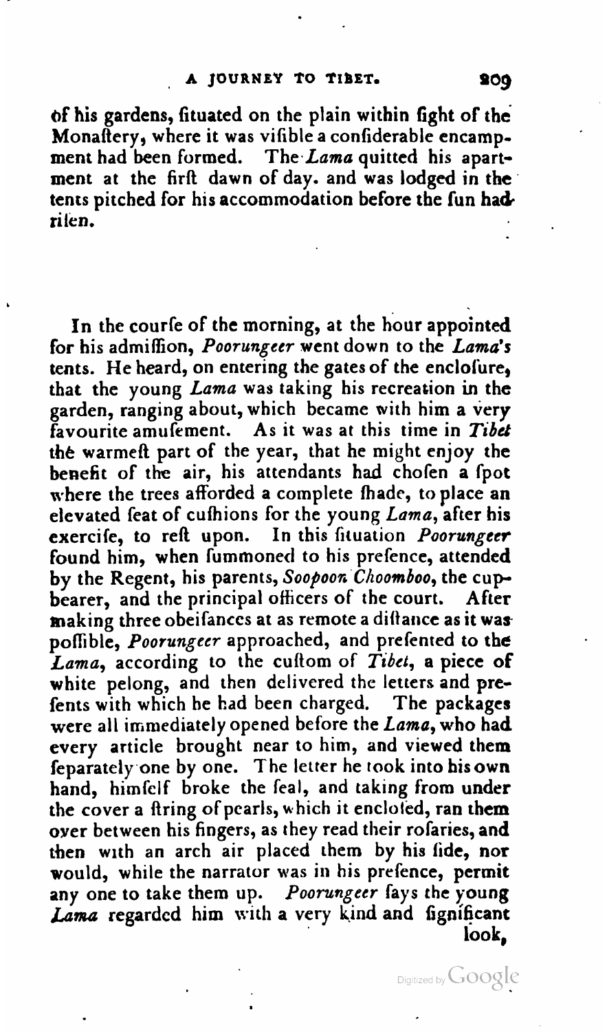of his gardens, situated on the plain within fight of the Monaftery, where it was vifible a confiderable encampment had been formed. The *Lama* quitted his apartment at the firft dawn of day. and was lodged in the tents pitched for his accommodation before the fun had rifen.

In the courfe of the morning, at the hour appointed for his admiffion, *Poorungeer* went down to the *Lama's* tents. He heard, on entering the gates of the enclofure, that the young *Lama* was taking his recreation in the garden, ranging about, which became with him a very favourite amufement. As it was at this time in *Tibet* the warmeft part of the year, that he might enjoy the benefit of the air, his attendants had chofen a fpot where the trees afforded a complete fhade, to place an elevated feat of cufhions for the young *Lama*, after his exercife, to reft upon. In this fituation *Poorungeer* found him, when fummoned to his prefence, attended by the Regent, his parents, *Soopoon Choomboo*, the cup-bearer, and the principal officers of the court. After making three obeifances at as remote a diftance as it was poffible, *Poorungeer* approached, and prefented to the *Lama*, according to the cuftom of *Tibet*, a piece of white pelong, and then delivered the letters and prefents with which he had been charged. The packages were all immediately opened before the *Lama*, who had every article brought near to him, and viewed them feparately one by one. The letter he took into his own hand, himfelf broke the feal, and taking from under the cover a ftring of pearls, which it enclofed, ran them over between his fingers, as they read their rofaries, and then with an arch air placed them by his fide, nor would, while the narrator was in his prefence, permit any one to take them up. *Poorungeer* fays the young *Lama* regarded him with a very kind and fignificant look,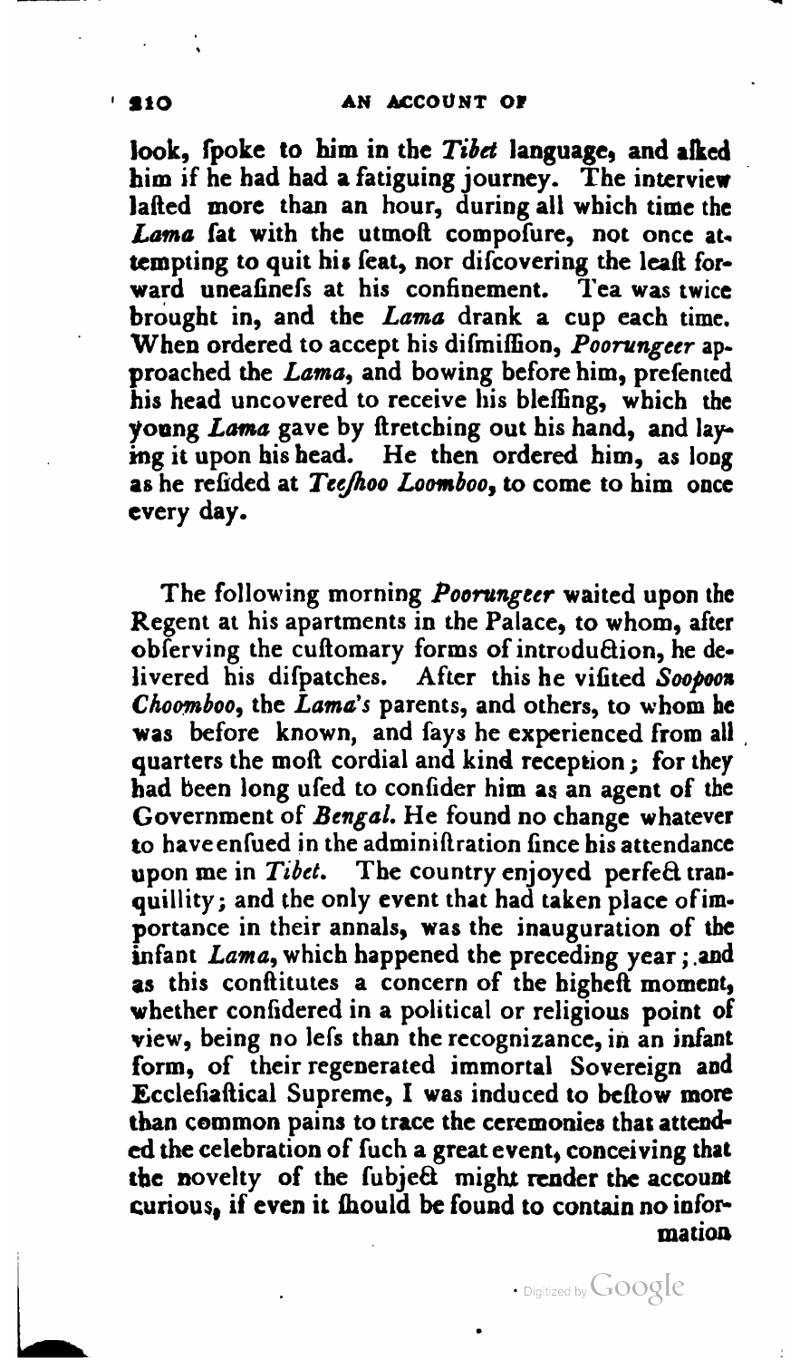look, spoke to him in the *Tibet* language, and asked him if he had had a fatiguing journey. The interview lasted more than an hour, during all which time the *Lama* sat with the utmost composure, not once attempting to quit his seat, nor discovering the least forward uneasiness at his confinement. Tea was twice brought in, and the *Lama* drank a cup each time. When ordered to accept his dismission, *Poorungeer* approached the *Lama*, and bowing before him, presented his head uncovered to receive his blessing, which the young *Lama* gave by stretching out his hand, and laying it upon his head. He then ordered him, as long as he resided at *Teeshoo Loomboo*, to come to him once every day.

The following morning *Poorungeer* waited upon the Regent at his apartments in the Palace, to whom, after observing the customary forms of introduction, he delivered his dispatches. After this he visited *Soopoon Choomboo*, the *Lama's* parents, and others, to whom he was before known, and says he experienced from all quarters the most cordial and kind reception; for they had been long used to consider him as an agent of the Government of *Bengal*. He found no change whatever to have ensued in the administration since his attendance upon me in *Tibet*. The country enjoyed perfect tranquillity; and the only event that had taken place of importance in their annals, was the inauguration of the infant *Lama*, which happened the preceding year; and as this constitutes a concern of the highest moment, whether considered in a political or religious point of view, being no less than the recognizance, in an infant form, of their regenerated immortal Sovereign and Ecclesiastical Supreme, I was induced to bestow more than common pains to trace the ceremonies that attended the celebration of such a great event, conceiving that the novelty of the subject might render the account curious, if even it should be found to contain no information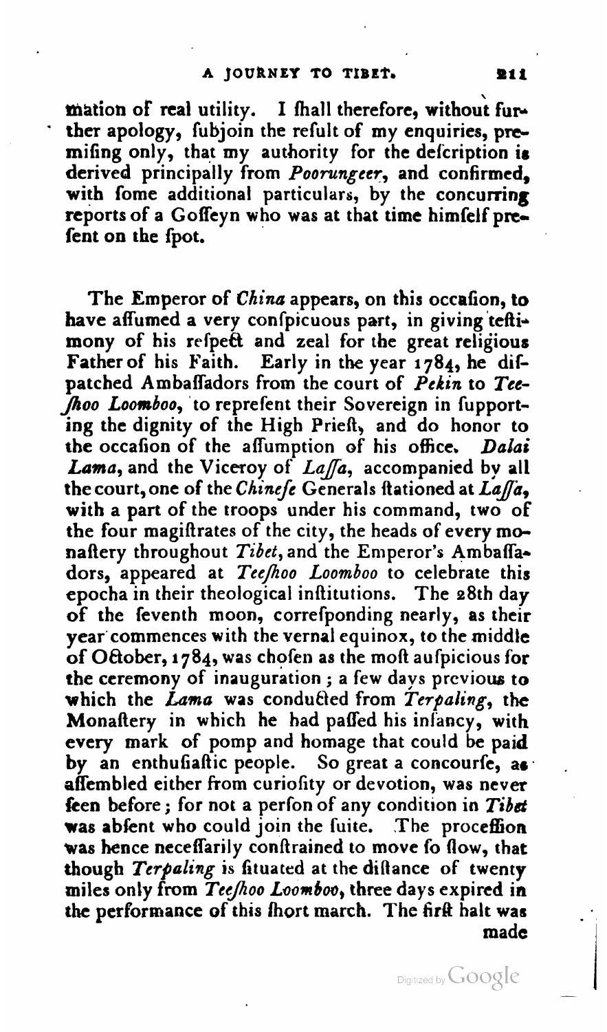mation of real utility. I fhall therefore, without further apology, fubjoin the refult of my enquiries, premifing only, that my authority for the defcription is derived principally from *Poorungeer*, and confirmed, with fome additional particulars, by the concurring reports of a Goffeyn who was at that time himfelf prefent on the fpot.

The Emperor of *China* appears, on this occafion, to have affumed a very confpicuous part, in giving teftimony of his refpect and zeal for the great religious Father of his Faith. Early in the year 1784, he difpatched Ambaffadors from the court of *Pekin* to *Teefhoo Loomboo*, to reprefent their Sovereign in fupporting the dignity of the High Prieft, and do honor to the occafion of the affumption of his office. *Dalai Lama*, and the Viceroy of *Laffa*, accompanied by all the court, one of the *Chinefe* Generals ftationed at *Laffa*, with a part of the troops under his command, two of the four magiftrates of the city, the heads of every monaftery throughout *Tibet*, and the Emperor's Ambaffadors, appeared at *Teefhoo Loomboo* to celebrate this epocha in their theological inftitutions. The 28th day of the feventh moon, correfponding nearly, as their year commences with the vernal equinox, to the middle of October, 1784, was chofen as the moft aufpicious for the ceremony of inauguration; a few days previous to which the *Lama* was conducted from *Terpaling*, the Monaftery in which he had paffed his infancy, with every mark of pomp and homage that could be paid by an enthufiaftic people. So great a concourfe, as affembled either from curiofity or devotion, was never feen before; for not a perfon of any condition in *Tibet* was abfent who could join the fuite. The proceffion was hence neceffarily conftrained to move fo flow, that though *Terpaling* is fituated at the diftance of twenty miles only from *Teefhoo Loomboo*, three days expired in the performance of this fhort march. The firft halt was made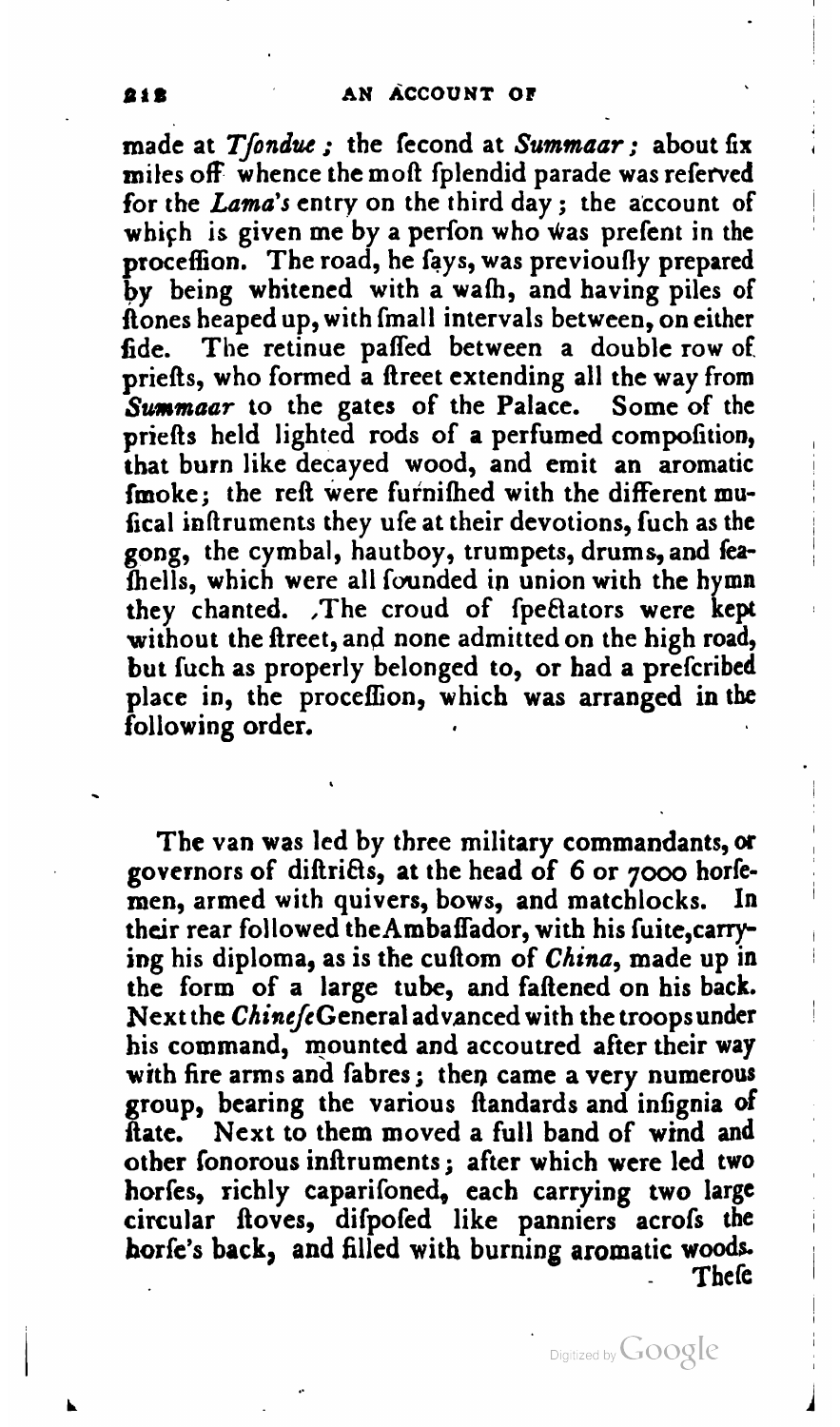made at *Tſondue*; the ſecond at *Summaar*; about ſix miles off whence the moſt ſplendid parade was reſerved for the *Lama's* entry on the third day; the account of which is given me by a perſon who was preſent in the proceſſion. The road, he ſays, was previouſly prepared by being whitened with a waſh, and having piles of ſtones heaped up, with ſmall intervals between, on either ſide. The retinue paſſed between a double row of prieſts, who formed a ſtreet extending all the way from *Summaar* to the gates of the Palace. Some of the prieſts held lighted rods of a perfumed compoſition, that burn like decayed wood, and emit an aromatic ſmoke; the reſt were furniſhed with the different muſical inſtruments they uſe at their devotions, ſuch as the gong, the cymbal, hautboy, trumpets, drums, and ſeaſhells, which were all ſounded in union with the hymn they chanted. The croud of ſpectators were kept without the ſtreet, and none admitted on the high road, but ſuch as properly belonged to, or had a preſcribed place in, the proceſſion, which was arranged in the following order.

The van was led by three military commandants, or governors of diſtricts, at the head of 6 or 7000 horſemen, armed with quivers, bows, and matchlocks. In their rear followed the Ambaſſador, with his ſuite, carrying his diploma, as is the cuſtom of *China*, made up in the form of a large tube, and faſtened on his back. Next the *Chineſe* General advanced with the troops under his command, mounted and accoutred after their way with fire arms and ſabres; then came a very numerous group, bearing the various ſtandards and inſignia of ſtate. Next to them moved a full band of wind and other ſonorous inſtruments; after which were led two horſes, richly capariſoned, each carrying two large circular ſtoves, diſpoſed like panniers acroſs the horſe's back, and filled with burning aromatic woods. Theſe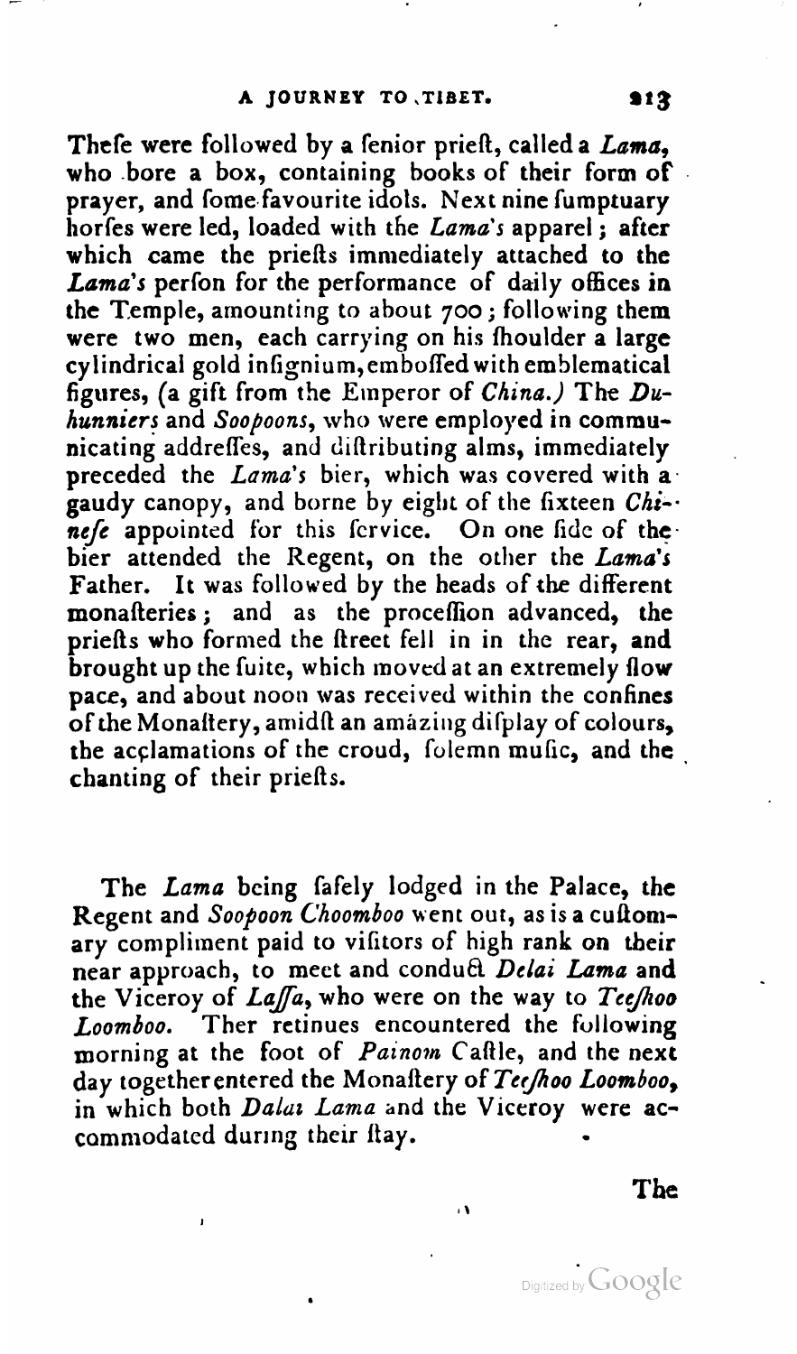These were followed by a senior priest, called a *Lama*, who bore a box, containing books of their form of prayer, and some favourite idols. Next nine sumptuary horses were led, loaded with the *Lama's* apparel; after which came the priests immediately attached to the *Lama's* person for the performance of daily offices in the Temple, amounting to about 700; following them were two men, each carrying on his shoulder a large cylindrical gold insignium, embossed with emblematical figures, (a gift from the Emperor of *China*.) The *Duhunniers* and *Soopoons*, who were employed in communicating addresses, and distributing alms, immediately preceded the *Lama's* bier, which was covered with a gaudy canopy, and borne by eight of the sixteen *Chinese* appointed for this service. On one side of the bier attended the Regent, on the other the *Lama's* Father. It was followed by the heads of the different monasteries; and as the procession advanced, the priests who formed the street fell in in the rear, and brought up the suite, which moved at an extremely slow pace, and about noon was received within the confines of the Monastery, amidst an amazing display of colours, the acclamations of the croud, solemn music, and the chanting of their priests.

The *Lama* being safely lodged in the Palace, the Regent and *Soopoon Choomboo* went out, as is a customary compliment paid to visitors of high rank on their near approach, to meet and conduct *Delai Lama* and the Viceroy of *Lassa*, who were on the way to *Teeshoo Loomboo*. Ther retinues encountered the following morning at the foot of *Painom* Castle, and the next day together entered the Monastery of *Teeshoo Loomboo*, in which both *Dalai Lama* and the Viceroy were accommodated during their stay.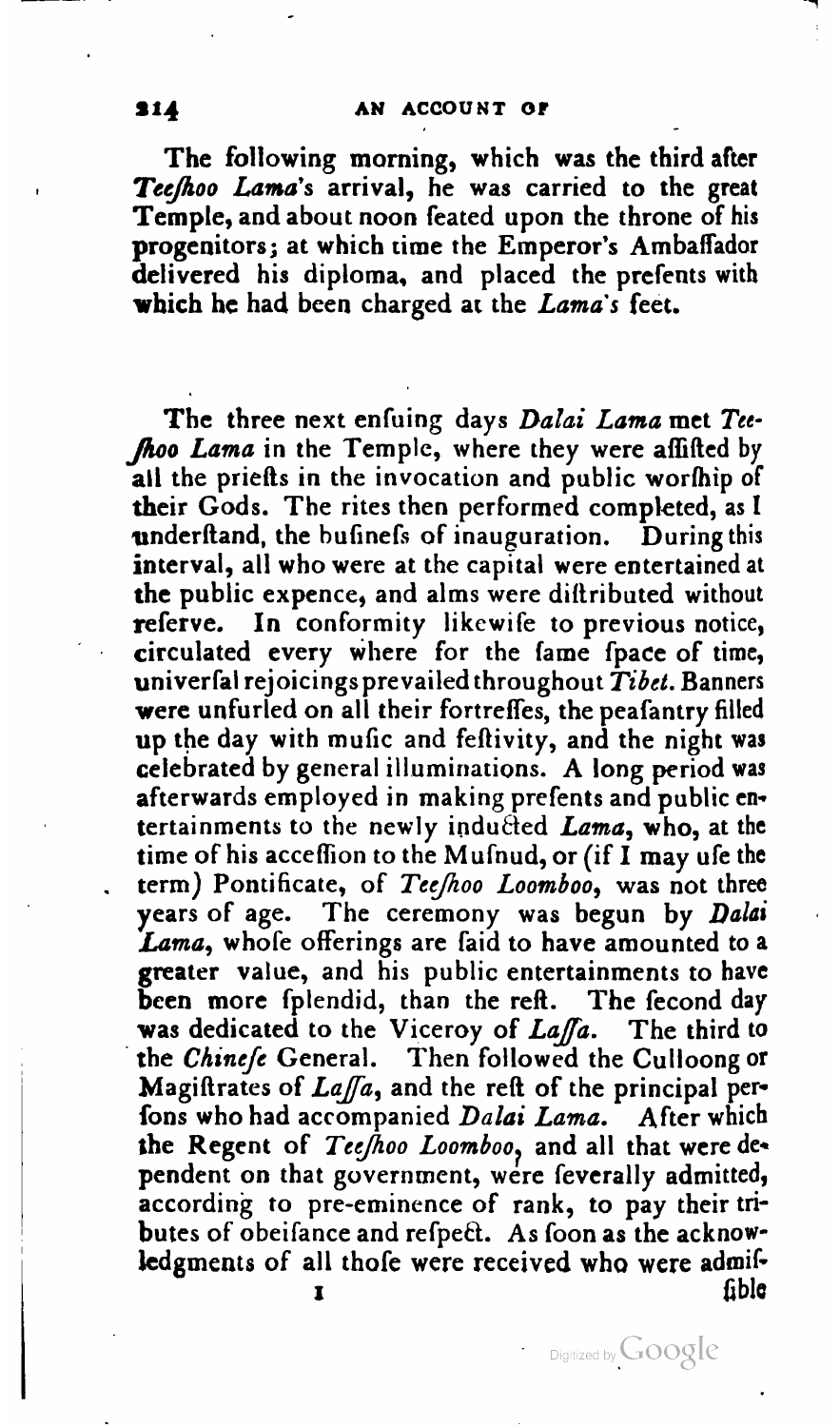The following morning, which was the third after *Teeshoo Lama*'s arrival, he was carried to the great Temple, and about noon seated upon the throne of his progenitors; at which time the Emperor's Ambassador delivered his diploma, and placed the presents with which he had been charged at the *Lama's* feet.

The three next ensuing days *Dalai Lama* met *Teeshoo Lama* in the Temple, where they were assisted by all the priests in the invocation and public worship of their Gods. The rites then performed completed, as I understand, the business of inauguration. During this interval, all who were at the capital were entertained at the public expence, and alms were distributed without reserve. In conformity likewise to previous notice, circulated every where for the same space of time, universal rejoicings prevailed throughout *Tibet*. Banners were unfurled on all their fortresses, the peasantry filled up the day with music and festivity, and the night was celebrated by general illuminations. A long period was afterwards employed in making presents and public entertainments to the newly inducted *Lama*, who, at the time of his accession to the Musnud, or (if I may use the term) Pontificate, of *Teeshoo Loomboo*, was not three years of age. The ceremony was begun by *Dalai Lama*, whose offerings are said to have amounted to a greater value, and his public entertainments to have been more splendid, than the rest. The second day was dedicated to the Viceroy of *Lassa*. The third to the *Chinese* General. Then followed the Culloong or Magistrates of *Lassa*, and the rest of the principal persons who had accompanied *Dalai Lama*. After which the Regent of *Teeshoo Loomboo*, and all that were dependent on that government, were severally admitted, according to pre-eminence of rank, to pay their tributes of obeisance and respect. As soon as the acknowledgments of all those were received who were admissible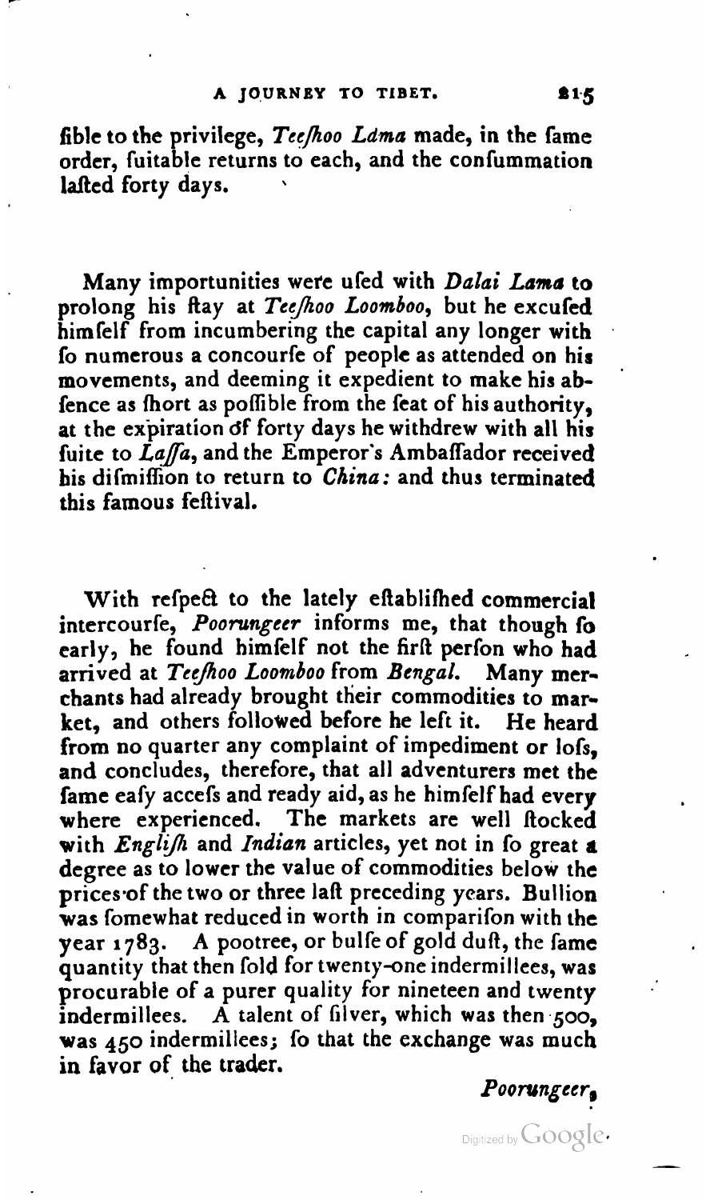fible to the privilege, *Teeſhoo Láma* made, in the ſame order, ſuitable returns to each, and the conſummation laſted forty days.

Many importunities were uſed with *Dalai Lama* to prolong his ſtay at *Teeſhoo Loomboo*, but he excuſed himſelf from incumbering the capital any longer with ſo numerous a concourſe of people as attended on his movements, and deeming it expedient to make his abſence as ſhort as poſſible from the ſeat of his authority, at the expiration of forty days he withdrew with all his ſuite to *Laſſa*, and the Emperor's Ambaſſador received his diſmiſſion to return to *China*: and thus terminated this famous feſtival.

With reſpect to the lately eſtabliſhed commercial intercourſe, *Poorungeer* informs me, that though ſo early, he found himſelf not the firſt perſon who had arrived at *Teeſhoo Loomboo* from *Bengal*. Many merchants had already brought their commodities to market, and others followed before he left it. He heard from no quarter any complaint of impediment or loſs, and concludes, therefore, that all adventurers met the ſame eaſy acceſs and ready aid, as he himſelf had every where experienced. The markets are well ſtocked with *Engliſh* and *Indian* articles, yet not in ſo great a degree as to lower the value of commodities below the prices of the two or three laſt preceding years. Bullion was ſomewhat reduced in worth in compariſon with the year 1783. A pootree, or bulſe of gold duſt, the ſame quantity that then ſold for twenty-one indermillees, was procurable of a purer quality for nineteen and twenty indermillees. A talent of ſilver, which was then 500, was 450 indermillees; ſo that the exchange was much in favor of the trader.

*Poorungeer*,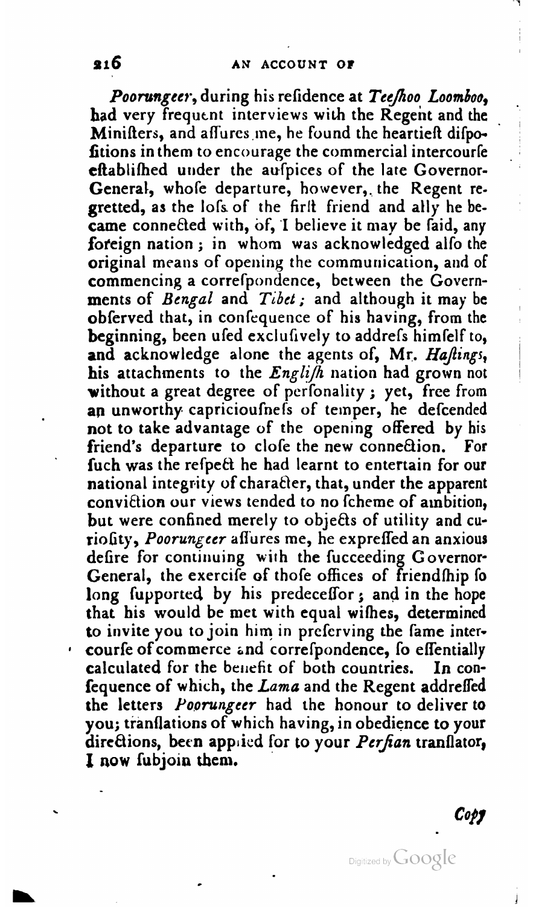*Poorungeer*, during his residence at *Teeshoo Loomboo*, had very frequent interviews with the Regent and the Ministers, and assures me, he found the heartiest dispositions in them to encourage the commercial intercourse established under the auspices of the late Governor-General, whose departure, however, the Regent regretted, as the loss of the first friend and ally he became connected with, of, I believe it may be said, any foreign nation; in whom was acknowledged also the original means of opening the communication, and of commencing a correspondence, between the Governments of *Bengal* and *Tibet*; and although it may be observed that, in consequence of his having, from the beginning, been used exclusively to address himself to, and acknowledge alone the agents of, Mr. *Hastings*, his attachments to the *English* nation had grown not without a great degree of personality; yet, free from an unworthy capriciousness of temper, he descended not to take advantage of the opening offered by his friend's departure to close the new connection. For such was the respect he had learnt to entertain for our national integrity of character, that, under the apparent conviction our views tended to no scheme of ambition, but were confined merely to objects of utility and curiosity, *Poorungeer* assures me, he expressed an anxious desire for continuing with the succeeding Governor-General, the exercise of those offices of friendship so long supported by his predecessor; and in the hope that his would be met with equal wishes, determined to invite you to join him in preserving the same intercourse of commerce and correspondence, so essentially calculated for the benefit of both countries. In consequence of which, the *Lama* and the Regent addressed the letters *Poorungeer* had the honour to deliver to you; translations of which having, in obedience to your directions, been applied for to your *Persian* translator, I now subjoin them.

*Copy*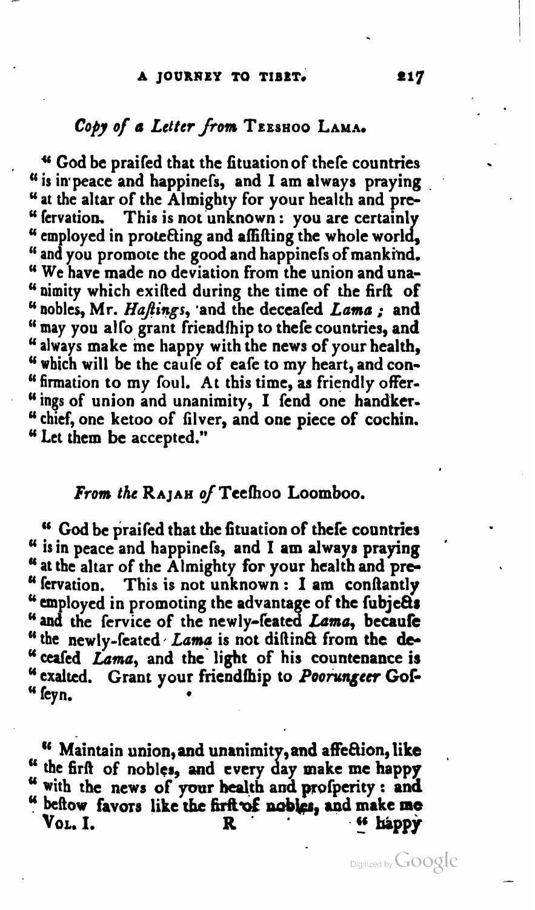## *Copy of a Letter from* TEESHOO LAMA.

"God be praifed that the fituation of thefe countries "is in peace and happinefs, and I am always praying "at the altar of the Almighty for your health and pre- "fervation. This is not unknown: you are certainly "employed in protecting and affifting the whole world, "and you promote the good and happinefs of mankind. "We have made no deviation from the union and una- "nimity which exifted during the time of the firft of "nobles, Mr. *Haftings*, and the deceafed *Lama*; and "may you alfo grant friendfhip to thefe countries, and "always make me happy with the news of your health, "which will be the caufe of eafe to my heart, and con- "firmation to my foul. At this time, as friendly offer- "ings of union and unanimity, I fend one handker- "chief, one ketoo of filver, and one piece of cochin. "Let them be accepted."

## *From the* RAJAH *of* Teefhoo Loomboo.

"God be praifed that the fituation of thefe countries "is in peace and happinefs, and I am always praying "at the altar of the Almighty for your health and pre- "fervation. This is not unknown: I am conftantly "employed in promoting the advantage of the fubjects "and the fervice of the newly-feated *Lama*, becaufe "the newly-feated *Lama* is not diftinct from the de- "ceafed *Lama*, and the light of his countenance is "exalted. Grant your friendfhip to *Poorungeer* Gof- "feyn.

"Maintain union, and unanimity, and affection, like "the firft of nobles, and every day make me happy "with the news of your health and profperity: and "beftow favors like the firft of nobles, and make me

VOL. I. R "happy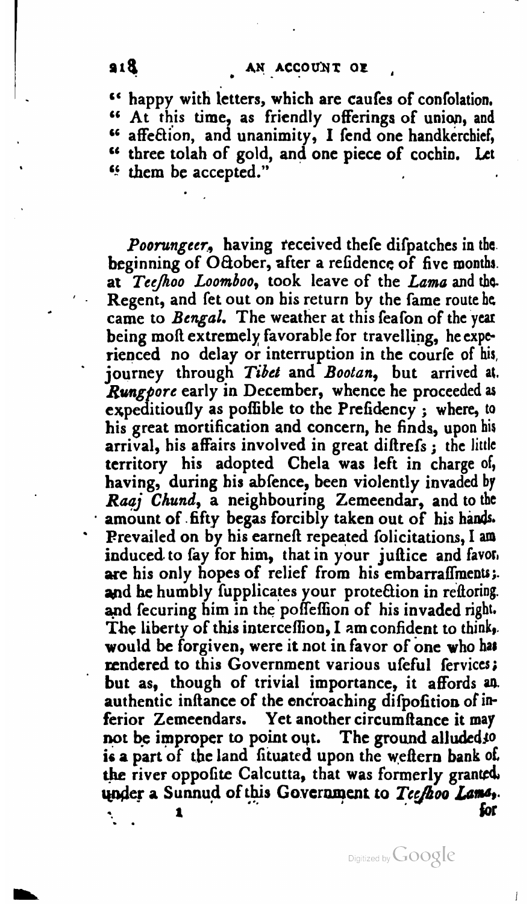"happy with letters, which are caufes of confolation.
"At this time, as friendly offerings of union, and
"affection, and unanimity, I fend one handkerchief,
"three tolah of gold, and one piece of cochin. Let
"them be accepted."

*Poorungeer*, having received thefe difpatches in the beginning of October, after a refidence of five months at *Teefhoo Loomboo*, took leave of the *Lama* and the Regent, and fet out on his return by the fame route he came to *Bengal*. The weather at this feafon of the year being moft extremely favorable for travelling, he experienced no delay or interruption in the courfe of his journey through *Tibet* and *Bootan*, but arrived at *Rungpore* early in December, whence he proceeded as expeditioufly as poffible to the Prefidency; where, to his great mortification and concern, he finds, upon his arrival, his affairs involved in great diftrefs; the little territory his adopted Chela was left in charge of, having, during his abfence, been violently invaded by *Raaj Chund*, a neighbouring Zemeendar, and to the amount of fifty begas forcibly taken out of his hands. Prevailed on by his earneft repeated folicitations, I am induced to fay for him, that in your juftice and favor are his only hopes of relief from his embarraffments; and he humbly fupplicates your protection in reftoring and fecuring him in the poffeffion of his invaded right. The liberty of this interceffion, I am confident to think, would be forgiven, were it not in favor of one who has rendered to this Government various ufeful fervices; but as, though of trivial importance, it affords an authentic inftance of the encroaching difpofition of inferior Zemeendars. Yet another circumftance it may not be improper to point out. The ground alluded to is a part of the land fituated upon the weftern bank of the river oppofite Calcutta, that was formerly granted under a Sunnud of this Government to *Teefhoo Lama*, for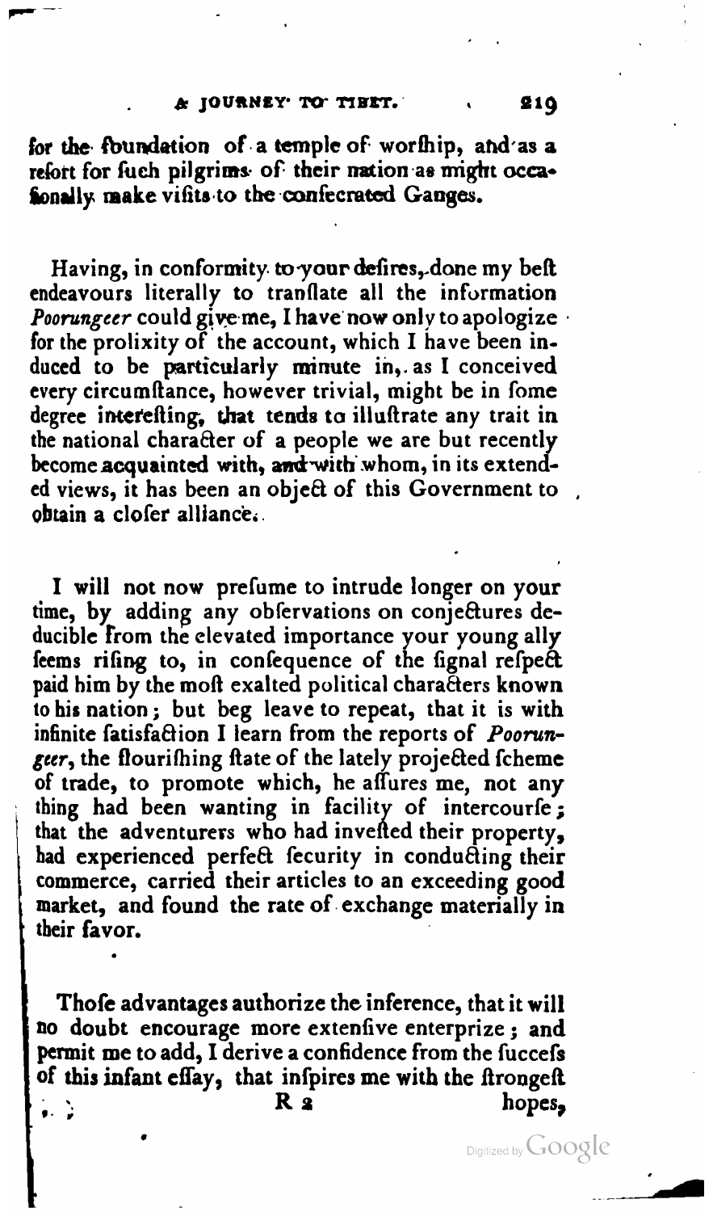for the foundation of a temple of worfhip, and as a refort for fuch pilgrims of their nation as might occafionally make vifits to the confecrated Ganges.

Having, in conformity to your defires, done my beft endeavours literally to tranflate all the information *Poorungeer* could give me, I have now only to apologize for the prolixity of the account, which I have been induced to be particularly minute in, as I conceived every circumftance, however trivial, might be in fome degree interefting, that tends to illuftrate any trait in the national character of a people we are but recently become acquainted with, and with whom, in its extended views, it has been an object of this Government to obtain a clofer alliance.

I will not now prefume to intrude longer on your time, by adding any obfervations on conjectures deducible from the elevated importance your young ally feems rifing to, in confequence of the fignal refpect paid him by the moft exalted political characters known to his nation; but beg leave to repeat, that it is with infinite fatisfaction I learn from the reports of *Poorungeer*, the flourifhing ftate of the lately projected fcheme of trade, to promote which, he affures me, not any thing had been wanting in facility of intercourfe; that the adventurers who had invefted their property, had experienced perfect fecurity in conducting their commerce, carried their articles to an exceeding good market, and found the rate of exchange materially in their favor.

Thofe advantages authorize the inference, that it will no doubt encourage more extenfive enterprize; and permit me to add, I derive a confidence from the fuccefs of this infant effay, that infpires me with the ftrongeft hopes,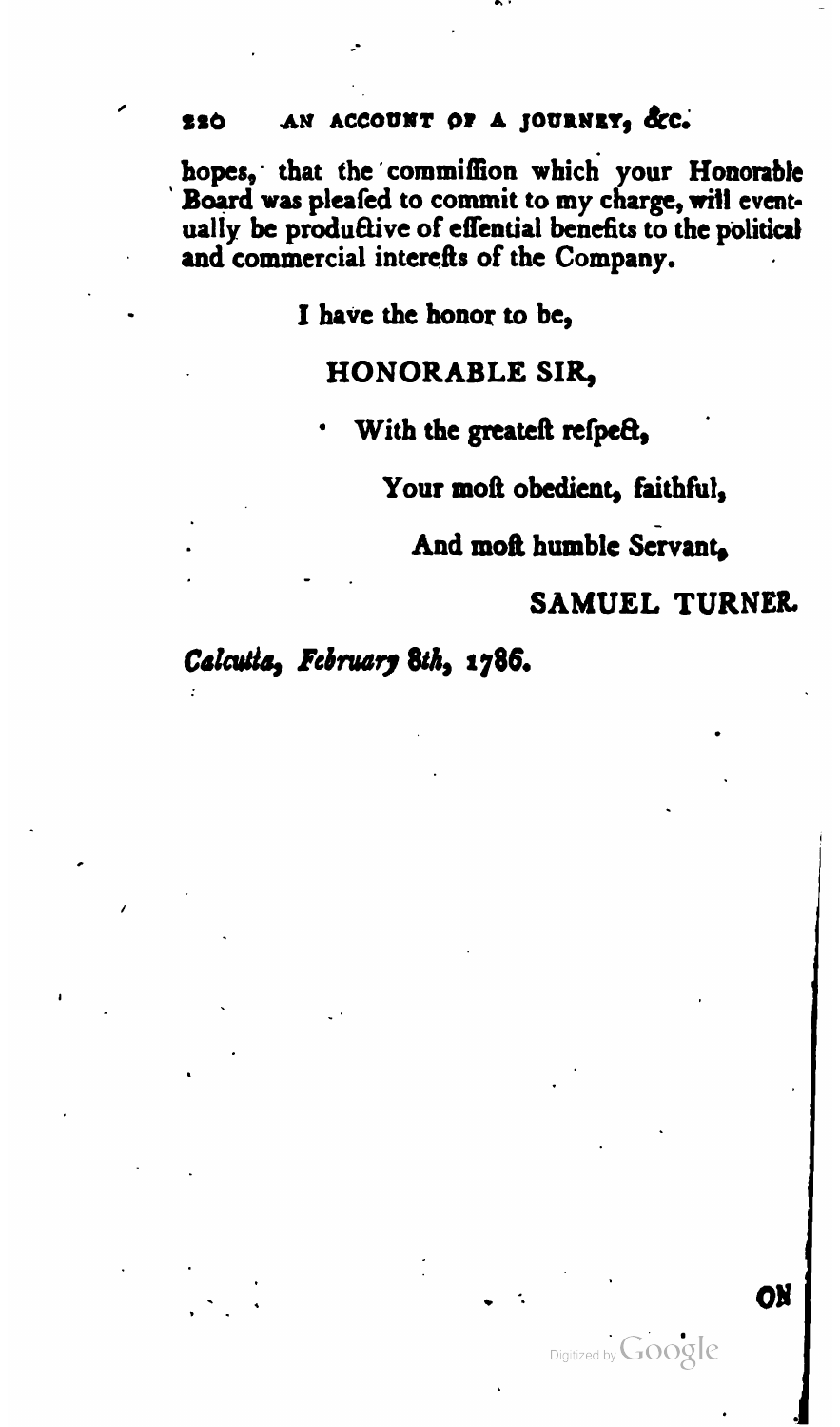hopes, that the commiffion which your Honorable Board was pleafed to commit to my charge, will eventually be productive of effential benefits to the political and commercial interefts of the Company.

I have the honor to be,

HONORABLE SIR,

With the greateft refpect,

Your moft obedient, faithful,

And moft humble Servant,

SAMUEL TURNER.

*Calcutta, February 8th, 1786.*

ON